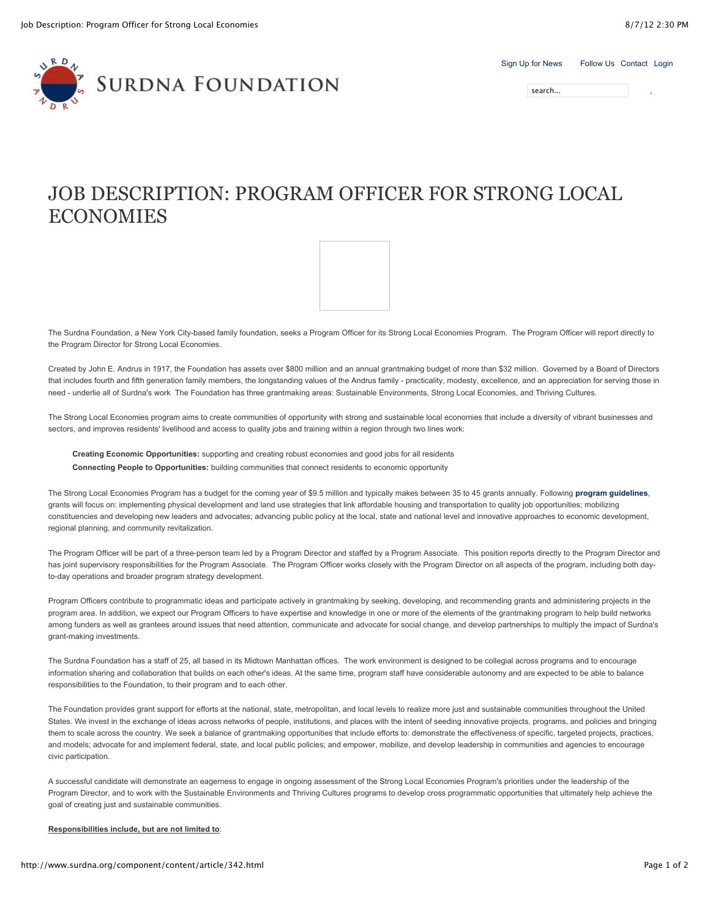# JOB DESCRIPTION: PROGRAM OFFICER FOR STRONG LOCAL ECONOMIES

The Surdna Foundation, a New York City-based family foundation, seeks a Program Officer for its Strong Local Economies Program. The Program Officer will report directly to the Program Director for Strong Local Economies.

Created by John E. Andrus in 1917, the Foundation has assets over $800 million and an annual grantmaking budget of more than $32 million. Governed by a Board of Directors that includes fourth and fifth generation family members, the longstanding values of the Andrus family - practicality, modesty, excellence, and an appreciation for serving those in need - underlie all of Surdna's work The Foundation has three grantmaking areas: Sustainable Environments, Strong Local Economies, and Thriving Cultures.

The Strong Local Economies program aims to create communities of opportunity with strong and sustainable local economies that include a diversity of vibrant businesses and sectors, and improves residents' livelihood and access to quality jobs and training within a region through two lines work:

**Creating Economic Opportunities:** supporting and creating robust economies and good jobs for all residents
**Connecting People to Opportunities:** building communities that connect residents to economic opportunity

The Strong Local Economies Program has a budget for the coming year of $9.5 million and typically makes between 35 to 45 grants annually. Following **program guidelines**, grants will focus on: implementing physical development and land use strategies that link affordable housing and transportation to quality job opportunities; mobilizing constituencies and developing new leaders and advocates; advancing public policy at the local, state and national level and innovative approaches to economic development, regional planning, and community revitalization.

The Program Officer will be part of a three-person team led by a Program Director and staffed by a Program Associate. This position reports directly to the Program Director and has joint supervisory responsibilities for the Program Associate. The Program Officer works closely with the Program Director on all aspects of the program, including both day-to-day operations and broader program strategy development.

Program Officers contribute to programmatic ideas and participate actively in grantmaking by seeking, developing, and recommending grants and administering projects in the program area. In addition, we expect our Program Officers to have expertise and knowledge in one or more of the elements of the grantmaking program to help build networks among funders as well as grantees around issues that need attention, communicate and advocate for social change, and develop partnerships to multiply the impact of Surdna's grant-making investments.

The Surdna Foundation has a staff of 25, all based in its Midtown Manhattan offices. The work environment is designed to be collegial across programs and to encourage information sharing and collaboration that builds on each other's ideas. At the same time, program staff have considerable autonomy and are expected to be able to balance responsibilities to the Foundation, to their program and to each other.

The Foundation provides grant support for efforts at the national, state, metropolitan, and local levels to realize more just and sustainable communities throughout the United States. We invest in the exchange of ideas across networks of people, institutions, and places with the intent of seeding innovative projects, programs, and policies and bringing them to scale across the country. We seek a balance of grantmaking opportunities that include efforts to: demonstrate the effectiveness of specific, targeted projects, practices, and models; advocate for and implement federal, state, and local public policies; and empower, mobilize, and develop leadership in communities and agencies to encourage civic participation.

A successful candidate will demonstrate an eagerness to engage in ongoing assessment of the Strong Local Economies Program's priorities under the leadership of the Program Director, and to work with the Sustainable Environments and Thriving Cultures programs to develop cross programmatic opportunities that ultimately help achieve the goal of creating just and sustainable communities.

**Responsibilities include, but are not limited to**: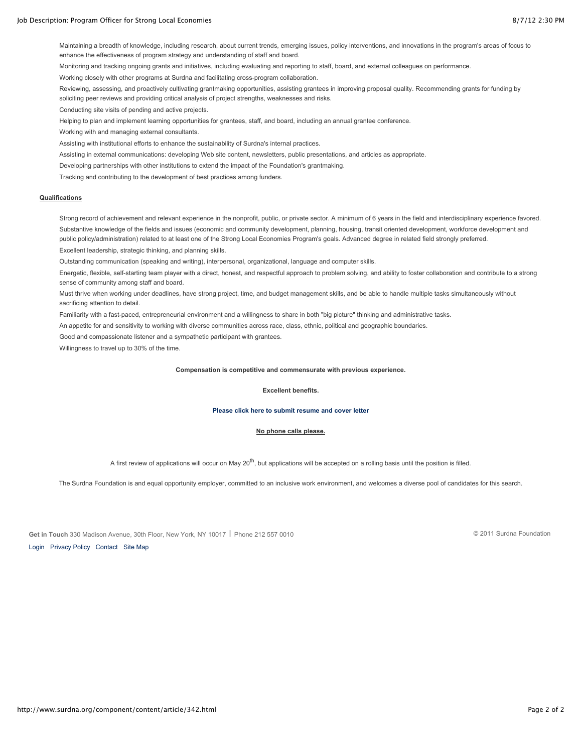Maintaining a breadth of knowledge, including research, about current trends, emerging issues, policy interventions, and innovations in the program's areas of focus to enhance the effectiveness of program strategy and understanding of staff and board.

Monitoring and tracking ongoing grants and initiatives, including evaluating and reporting to staff, board, and external colleagues on performance.

Working closely with other programs at Surdna and facilitating cross-program collaboration.

Reviewing, assessing, and proactively cultivating grantmaking opportunities, assisting grantees in improving proposal quality. Recommending grants for funding by soliciting peer reviews and providing critical analysis of project strengths, weaknesses and risks.

Conducting site visits of pending and active projects.

Helping to plan and implement learning opportunities for grantees, staff, and board, including an annual grantee conference.

Working with and managing external consultants.

Assisting with institutional efforts to enhance the sustainability of Surdna's internal practices.

Assisting in external communications: developing Web site content, newsletters, public presentations, and articles as appropriate.

Developing partnerships with other institutions to extend the impact of the Foundation's grantmaking.

Tracking and contributing to the development of best practices among funders.

**Qualifications**

Strong record of achievement and relevant experience in the nonprofit, public, or private sector. A minimum of 6 years in the field and interdisciplinary experience favored.

Substantive knowledge of the fields and issues (economic and community development, planning, housing, transit oriented development, workforce development and public policy/administration) related to at least one of the Strong Local Economies Program's goals. Advanced degree in related field strongly preferred.

Excellent leadership, strategic thinking, and planning skills.

Outstanding communication (speaking and writing), interpersonal, organizational, language and computer skills.

Energetic, flexible, self-starting team player with a direct, honest, and respectful approach to problem solving, and ability to foster collaboration and contribute to a strong sense of community among staff and board.

Must thrive when working under deadlines, have strong project, time, and budget management skills, and be able to handle multiple tasks simultaneously without sacrificing attention to detail.

Familiarity with a fast-paced, entrepreneurial environment and a willingness to share in both "big picture" thinking and administrative tasks.

An appetite for and sensitivity to working with diverse communities across race, class, ethnic, political and geographic boundaries.

Good and compassionate listener and a sympathetic participant with grantees.

Willingness to travel up to 30% of the time.

**Compensation is competitive and commensurate with previous experience.**

**Excellent benefits.**

**Please click here to submit resume and cover letter**

**No phone calls please.**

A first review of applications will occur on May 20th, but applications will be accepted on a rolling basis until the position is filled.

The Surdna Foundation is and equal opportunity employer, committed to an inclusive work environment, and welcomes a diverse pool of candidates for this search.

**Get in Touch** 330 Madison Avenue, 30th Floor, New York, NY 10017 | Phone 212 557 0010

© 2011 Surdna Foundation

Login Privacy Policy Contact Site Map